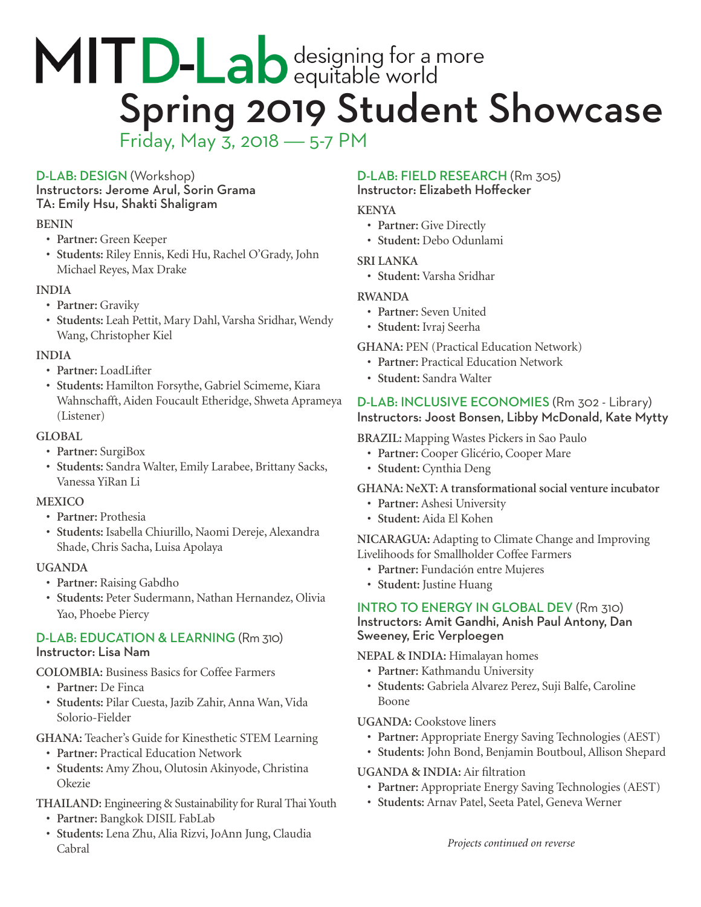# MIT D-Lab designing for a more equitable world

# Spring 2019 Student Showcase

Friday, May 3, 2018 — 5-7 PM

## D-LAB: DESIGN (Workshop)

**Instructors: Jerome Arul, Sorin Grama**
**TA: Emily Hsu, Shakti Shaligram**

**BENIN**

- **Partner:** Green Keeper
- **Students:** Riley Ennis, Kedi Hu, Rachel O'Grady, John Michael Reyes, Max Drake

**INDIA**

- **Partner:** Graviky
- **Students:** Leah Pettit, Mary Dahl, Varsha Sridhar, Wendy Wang, Christopher Kiel

**INDIA**

- **Partner:** LoadLifter
- **Students:** Hamilton Forsythe, Gabriel Scimeme, Kiara Wahnschafft, Aiden Foucault Etheridge, Shweta Aprameya (Listener)

**GLOBAL**

- **Partner:** SurgiBox
- **Students:** Sandra Walter, Emily Larabee, Brittany Sacks, Vanessa YiRan Li

**MEXICO**

- **Partner:** Prothesia
- **Students:** Isabella Chiurillo, Naomi Dereje, Alexandra Shade, Chris Sacha, Luisa Apolaya

**UGANDA**

- **Partner:** Raising Gabdho
- **Students:** Peter Sudermann, Nathan Hernandez, Olivia Yao, Phoebe Piercy

## D-LAB: EDUCATION & LEARNING (Rm 310)

**Instructor: Lisa Nam**

**COLOMBIA:** Business Basics for Coffee Farmers

- **Partner:** De Finca
- **Students:** Pilar Cuesta, Jazib Zahir, Anna Wan, Vida Solorio-Fielder

**GHANA:** Teacher's Guide for Kinesthetic STEM Learning

- **Partner:** Practical Education Network
- **Students:** Amy Zhou, Olutosin Akinyode, Christina Okezie

**THAILAND:** Engineering & Sustainability for Rural Thai Youth

- **Partner:** Bangkok DISIL FabLab
- **Students:** Lena Zhu, Alia Rizvi, JoAnn Jung, Claudia Cabral

## D-LAB: FIELD RESEARCH (Rm 305)

**Instructor: Elizabeth Hoffecker**

**KENYA**

- **Partner:** Give Directly
- **Student:** Debo Odunlami

**SRI LANKA**

- **Student:** Varsha Sridhar

**RWANDA**

- **Partner:** Seven United
- **Student:** Ivraj Seerha

**GHANA:** PEN (Practical Education Network)

- **Partner:** Practical Education Network
- **Student:** Sandra Walter

## D-LAB: INCLUSIVE ECONOMIES (Rm 302 - Library)

**Instructors: Joost Bonsen, Libby McDonald, Kate Mytty**

**BRAZIL:** Mapping Wastes Pickers in Sao Paulo

- **Partner:** Cooper Glicério, Cooper Mare
- **Student:** Cynthia Deng

**GHANA: NeXT: A transformational social venture incubator**

- **Partner:** Ashesi University
- **Student:** Aida El Kohen

**NICARAGUA:** Adapting to Climate Change and Improving Livelihoods for Smallholder Coffee Farmers

- **Partner:** Fundación entre Mujeres
- **Student:** Justine Huang

## INTRO TO ENERGY IN GLOBAL DEV (Rm 310)

**Instructors: Amit Gandhi, Anish Paul Antony, Dan Sweeney, Eric Verploegen**

**NEPAL & INDIA:** Himalayan homes

- **Partner:** Kathmandu University
- **Students:** Gabriela Alvarez Perez, Suji Balfe, Caroline Boone

**UGANDA:** Cookstove liners

- **Partner:** Appropriate Energy Saving Technologies (AEST)
- **Students:** John Bond, Benjamin Boutboul, Allison Shepard

**UGANDA & INDIA:** Air filtration

- **Partner:** Appropriate Energy Saving Technologies (AEST)
- **Students:** Arnav Patel, Seeta Patel, Geneva Werner

*Projects continued on reverse*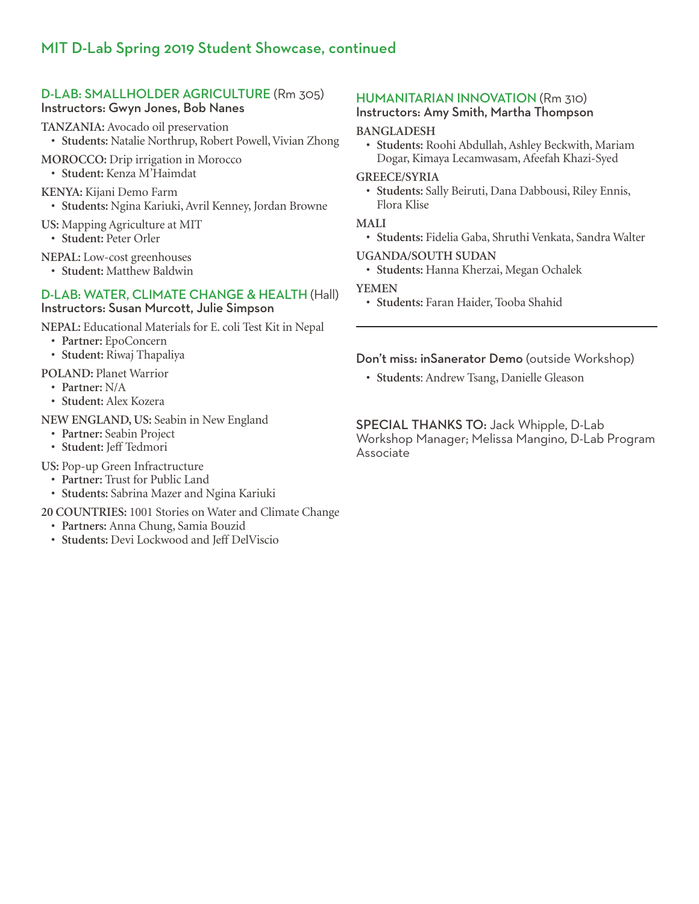# MIT D-Lab Spring 2019 Student Showcase, continued

## D-LAB: SMALLHOLDER AGRICULTURE (Rm 305)
**Instructors: Gwyn Jones, Bob Nanes**

**TANZANIA:** Avocado oil preservation
- **Students:** Natalie Northrup, Robert Powell, Vivian Zhong

**MOROCCO:** Drip irrigation in Morocco
- **Student:** Kenza M'Haimdat

**KENYA:** Kijani Demo Farm
- **Students:** Ngina Kariuki, Avril Kenney, Jordan Browne

**US:** Mapping Agriculture at MIT
- **Student:** Peter Orler

**NEPAL:** Low-cost greenhouses
- **Student:** Matthew Baldwin

## D-LAB: WATER, CLIMATE CHANGE & HEALTH (Hall)
**Instructors: Susan Murcott, Julie Simpson**

**NEPAL:** Educational Materials for E. coli Test Kit in Nepal
- **Partner:** EpoConcern
- **Student:** Riwaj Thapaliya

**POLAND:** Planet Warrior
- **Partner:** N/A
- **Student:** Alex Kozera

**NEW ENGLAND, US:** Seabin in New England
- **Partner:** Seabin Project
- **Student:** Jeff Tedmori

**US:** Pop-up Green Infractructure
- **Partner:** Trust for Public Land
- **Students:** Sabrina Mazer and Ngina Kariuki

**20 COUNTRIES:** 1001 Stories on Water and Climate Change
- **Partners:** Anna Chung, Samia Bouzid
- **Students:** Devi Lockwood and Jeff DelViscio

## HUMANITARIAN INNOVATION (Rm 310)
**Instructors: Amy Smith, Martha Thompson**

**BANGLADESH**
- **Students:** Roohi Abdullah, Ashley Beckwith, Mariam Dogar, Kimaya Lecamwasam, Afeefah Khazi-Syed

**GREECE/SYRIA**
- **Students:** Sally Beiruti, Dana Dabbousi, Riley Ennis, Flora Klise

**MALI**
- **Students:** Fidelia Gaba, Shruthi Venkata, Sandra Walter

**UGANDA/SOUTH SUDAN**
- **Students:** Hanna Kherzai, Megan Ochalek

**YEMEN**
- **Students:** Faran Haider, Tooba Shahid

---

**Don't miss: inSanerator Demo** (outside Workshop)
- **Students**: Andrew Tsang, Danielle Gleason

**SPECIAL THANKS TO:** Jack Whipple, D-Lab Workshop Manager; Melissa Mangino, D-Lab Program Associate